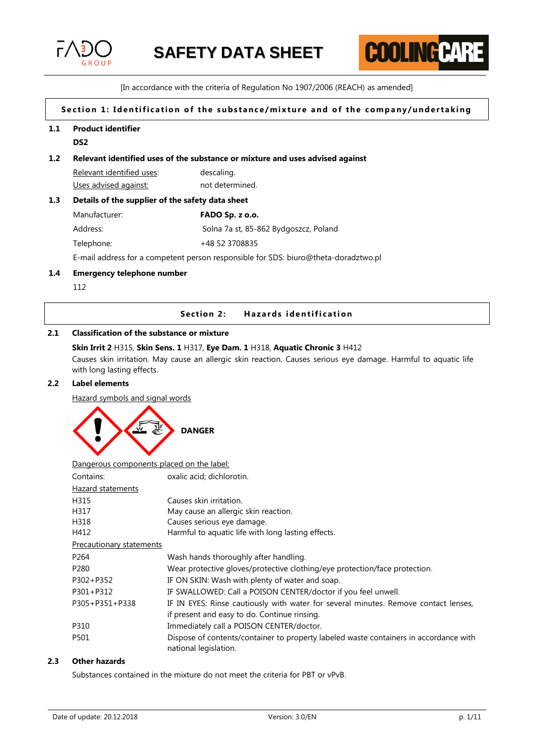# SAFETY DATA SHEET

[In accordance with the criteria of Regulation No 1907/2006 (REACH) as amended]

## Section 1: Identification of the substance/mixture and of the company/undertaking

### 1.1 Product identifier

**DS2**

### 1.2 Relevant identified uses of the substance or mixture and uses advised against

| | |
|---|---|
| Relevant identified uses: | descaling. |
| Uses advised against: | not determined. |

### 1.3 Details of the supplier of the safety data sheet

| | |
|---|---|
| Manufacturer: | **FADO Sp. z o.o.** |
| Address: | Solna 7a st, 85-862 Bydgoszcz, Poland |
| Telephone: | +48 52 3708835 |

E-mail address for a competent person responsible for SDS: biuro@theta-doradztwo.pl

### 1.4 Emergency telephone number

112

## Section 2: Hazards identification

### 2.1 Classification of the substance or mixture

**Skin Irrit 2** H315, **Skin Sens. 1** H317, **Eye Dam. 1** H318, **Aquatic Chronic 3** H412

Causes skin irritation. May cause an allergic skin reaction. Causes serious eye damage. Harmful to aquatic life with long lasting effects.

### 2.2 Label elements

Hazard symbols and signal words

**DANGER**

Dangerous components placed on the label:

| | |
|---|---|
| Contains: | oxalic acid; dichlorotin. |

Hazard statements

| | |
|---|---|
| H315 | Causes skin irritation. |
| H317 | May cause an allergic skin reaction. |
| H318 | Causes serious eye damage. |
| H412 | Harmful to aquatic life with long lasting effects. |

Precautionary statements

| | |
|---|---|
| P264 | Wash hands thoroughly after handling. |
| P280 | Wear protective gloves/protective clothing/eye protection/face protection. |
| P302+P352 | IF ON SKIN: Wash with plenty of water and soap. |
| P301+P312 | IF SWALLOWED: Call a POISON CENTER/doctor if you feel unwell. |
| P305+P351+P338 | IF IN EYES: Rinse cautiously with water for several minutes. Remove contact lenses, if present and easy to do. Continue rinsing. |
| P310 | Immediately call a POISON CENTER/doctor. |
| P501 | Dispose of contents/container to property labeled waste containers in accordance with national legislation. |

### 2.3 Other hazards

Substances contained in the mixture do not meet the criteria for PBT or vPvB.

Date of update: 20.12.2018 | Version: 3.0/EN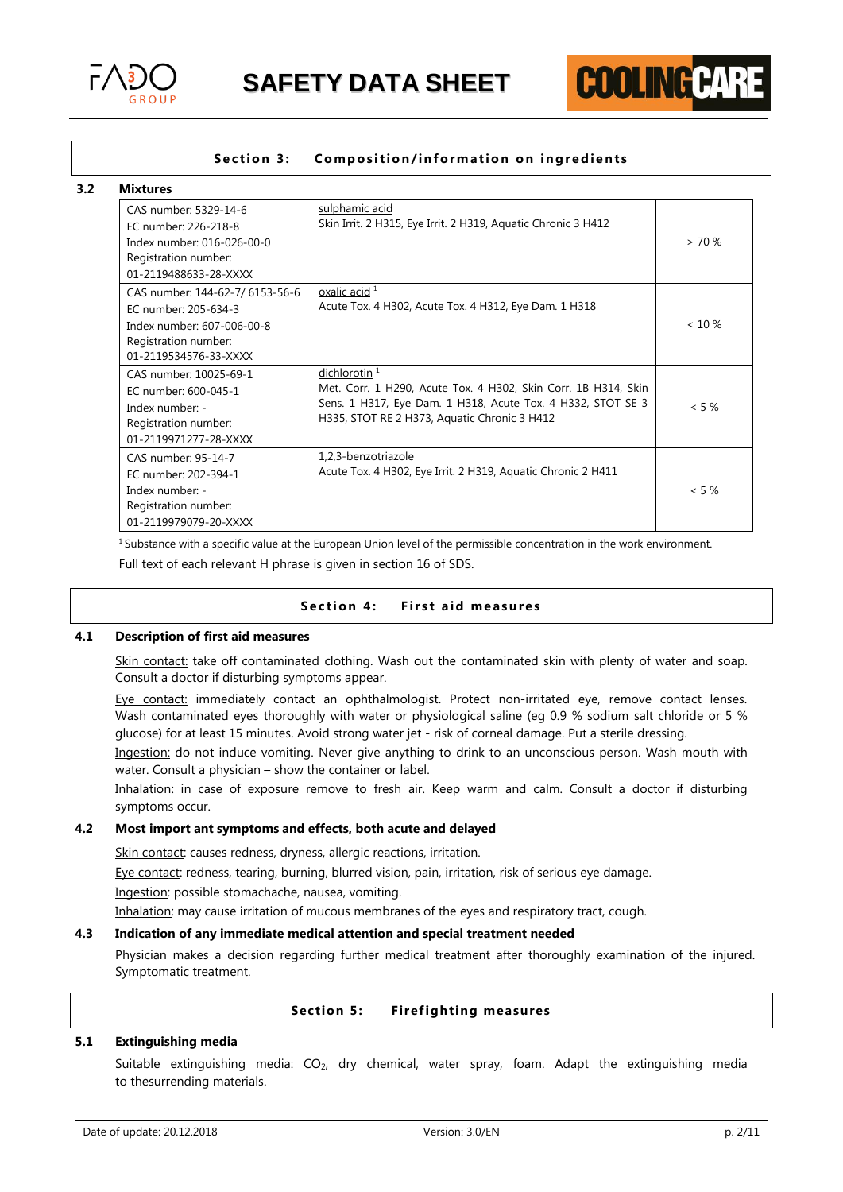## Section 3: Composition/information on ingredients

### 3.2 Mixtures

| | | |
|---|---|---|
| CAS number: 5329-14-6<br>EC number: 226-218-8<br>Index number: 016-026-00-0<br>Registration number:<br>01-2119488633-28-XXXX | sulphamic acid<br>Skin Irrit. 2 H315, Eye Irrit. 2 H319, Aquatic Chronic 3 H412 | > 70 % |
| CAS number: 144-62-7/ 6153-56-6<br>EC number: 205-634-3<br>Index number: 607-006-00-8<br>Registration number:<br>01-2119534576-33-XXXX | oxalic acid [1]<br>Acute Tox. 4 H302, Acute Tox. 4 H312, Eye Dam. 1 H318 | < 10 % |
| CAS number: 10025-69-1<br>EC number: 600-045-1<br>Index number: -<br>Registration number:<br>01-2119971277-28-XXXX | dichlorotin [1]<br>Met. Corr. 1 H290, Acute Tox. 4 H302, Skin Corr. 1B H314, Skin Sens. 1 H317, Eye Dam. 1 H318, Acute Tox. 4 H332, STOT SE 3 H335, STOT RE 2 H373, Aquatic Chronic 3 H412 | < 5 % |
| CAS number: 95-14-7<br>EC number: 202-394-1<br>Index number: -<br>Registration number:<br>01-2119979079-20-XXXX | 1,2,3-benzotriazole<br>Acute Tox. 4 H302, Eye Irrit. 2 H319, Aquatic Chronic 2 H411 | < 5 % |

[1] Substance with a specific value at the European Union level of the permissible concentration in the work environment.

Full text of each relevant H phrase is given in section 16 of SDS.

## Section 4: First aid measures

### 4.1 Description of first aid measures

Skin contact: take off contaminated clothing. Wash out the contaminated skin with plenty of water and soap. Consult a doctor if disturbing symptoms appear.

Eye contact: immediately contact an ophthalmologist. Protect non-irritated eye, remove contact lenses. Wash contaminated eyes thoroughly with water or physiological saline (eg 0.9 % sodium salt chloride or 5 % glucose) for at least 15 minutes. Avoid strong water jet - risk of corneal damage. Put a sterile dressing.

Ingestion: do not induce vomiting. Never give anything to drink to an unconscious person. Wash mouth with water. Consult a physician – show the container or label.

Inhalation: in case of exposure remove to fresh air. Keep warm and calm. Consult a doctor if disturbing symptoms occur.

### 4.2 Most import ant symptoms and effects, both acute and delayed

Skin contact: causes redness, dryness, allergic reactions, irritation.

Eye contact: redness, tearing, burning, blurred vision, pain, irritation, risk of serious eye damage.

Ingestion: possible stomachache, nausea, vomiting.

Inhalation: may cause irritation of mucous membranes of the eyes and respiratory tract, cough.

### 4.3 Indication of any immediate medical attention and special treatment needed

Physician makes a decision regarding further medical treatment after thoroughly examination of the injured. Symptomatic treatment.

## Section 5: Firefighting measures

### 5.1 Extinguishing media

Suitable extinguishing media: $CO_2$, dry chemical, water spray, foam. Adapt the extinguishing media to thesurrending materials.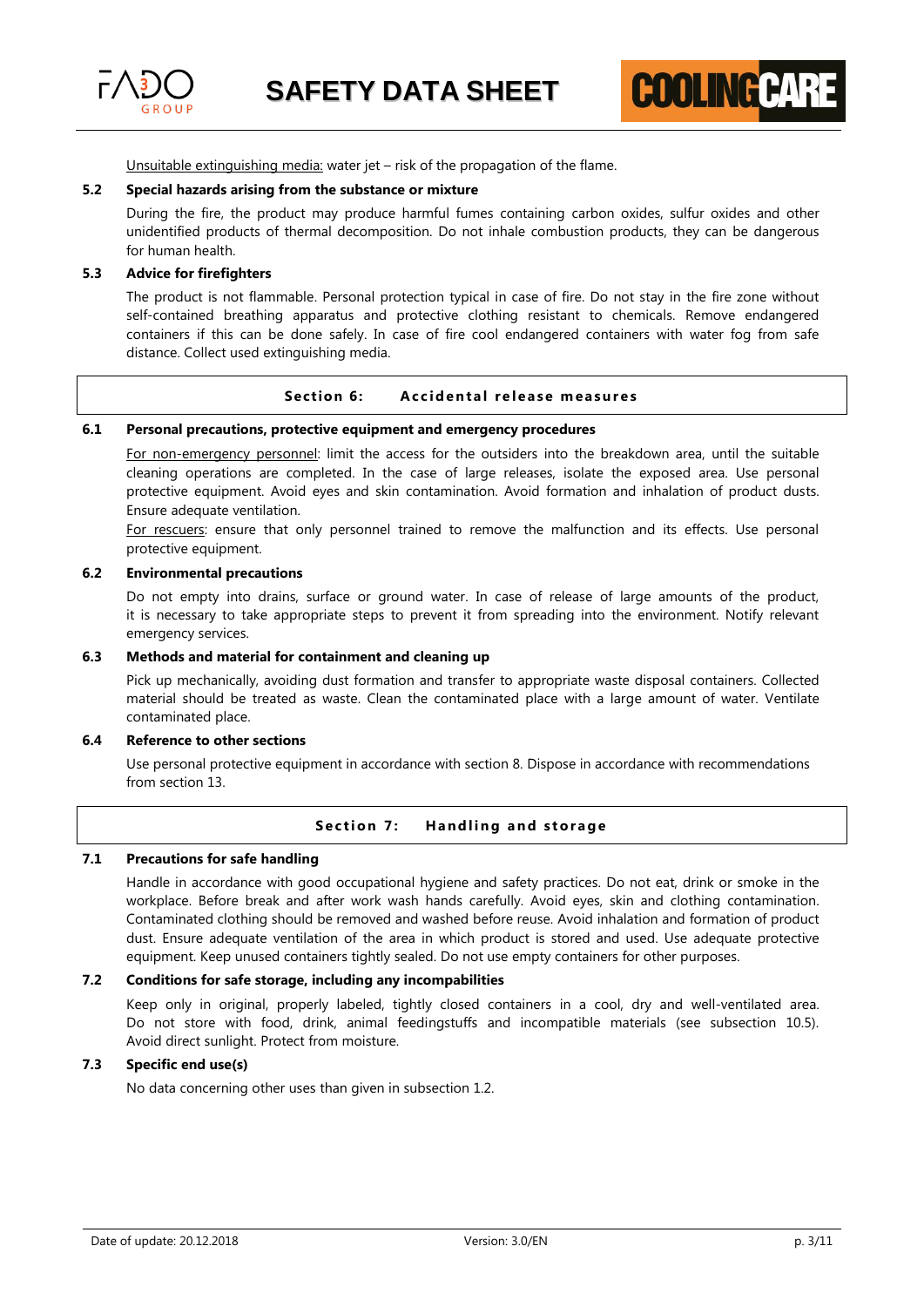Unsuitable extinguishing media: water jet – risk of the propagation of the flame.

### 5.2 Special hazards arising from the substance or mixture

During the fire, the product may produce harmful fumes containing carbon oxides, sulfur oxides and other unidentified products of thermal decomposition. Do not inhale combustion products, they can be dangerous for human health.

### 5.3 Advice for firefighters

The product is not flammable. Personal protection typical in case of fire. Do not stay in the fire zone without self-contained breathing apparatus and protective clothing resistant to chemicals. Remove endangered containers if this can be done safely. In case of fire cool endangered containers with water fog from safe distance. Collect used extinguishing media.

## Section 6: Accidental release measures

### 6.1 Personal precautions, protective equipment and emergency procedures

For non-emergency personnel: limit the access for the outsiders into the breakdown area, until the suitable cleaning operations are completed. In the case of large releases, isolate the exposed area. Use personal protective equipment. Avoid eyes and skin contamination. Avoid formation and inhalation of product dusts. Ensure adequate ventilation.

For rescuers: ensure that only personnel trained to remove the malfunction and its effects. Use personal protective equipment.

### 6.2 Environmental precautions

Do not empty into drains, surface or ground water. In case of release of large amounts of the product, it is necessary to take appropriate steps to prevent it from spreading into the environment. Notify relevant emergency services.

### 6.3 Methods and material for containment and cleaning up

Pick up mechanically, avoiding dust formation and transfer to appropriate waste disposal containers. Collected material should be treated as waste. Clean the contaminated place with a large amount of water. Ventilate contaminated place.

### 6.4 Reference to other sections

Use personal protective equipment in accordance with section 8. Dispose in accordance with recommendations from section 13.

## Section 7: Handling and storage

### 7.1 Precautions for safe handling

Handle in accordance with good occupational hygiene and safety practices. Do not eat, drink or smoke in the workplace. Before break and after work wash hands carefully. Avoid eyes, skin and clothing contamination. Contaminated clothing should be removed and washed before reuse. Avoid inhalation and formation of product dust. Ensure adequate ventilation of the area in which product is stored and used. Use adequate protective equipment. Keep unused containers tightly sealed. Do not use empty containers for other purposes.

### 7.2 Conditions for safe storage, including any incompatibilities

Keep only in original, properly labeled, tightly closed containers in a cool, dry and well-ventilated area. Do not store with food, drink, animal feedingstuffs and incompatible materials (see subsection 10.5). Avoid direct sunlight. Protect from moisture.

### 7.3 Specific end use(s)

No data concerning other uses than given in subsection 1.2.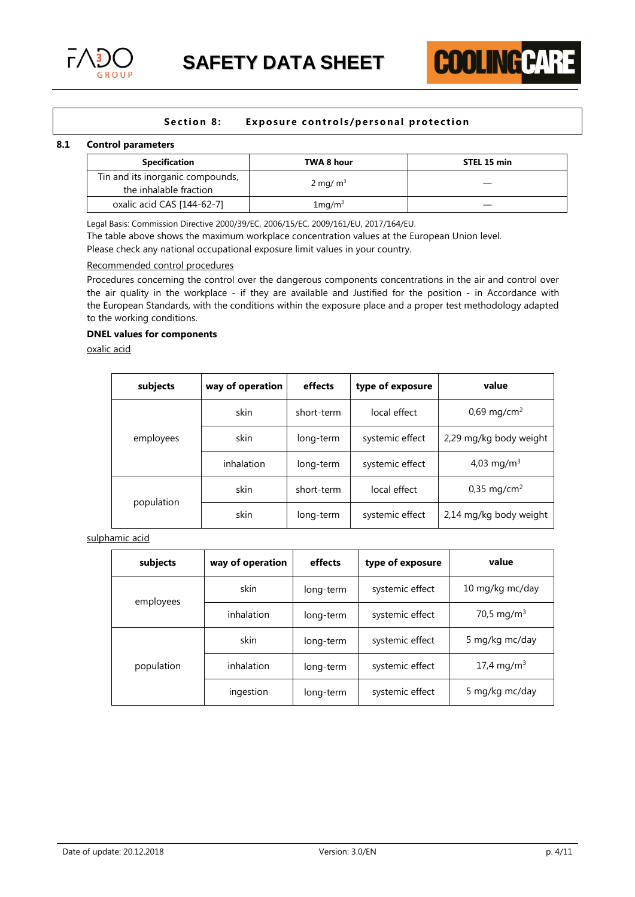## Section 8: Exposure controls/personal protection

### 8.1 Control parameters

| Specification | TWA 8 hour | STEL 15 min |
|---|---|---|
| Tin and its inorganic compounds, the inhalable fraction | 2 mg/ $m^3$ | — |
| oxalic acid CAS [144-62-7] | 1mg/$m^3$ | — |

Legal Basis: Commission Directive 2000/39/EC, 2006/15/EC, 2009/161/EU, 2017/164/EU.
The table above shows the maximum workplace concentration values at the European Union level.
Please check any national occupational exposure limit values in your country.

Recommended control procedures

Procedures concerning the control over the dangerous components concentrations in the air and control over the air quality in the workplace - if they are available and Justified for the position - in Accordance with the European Standards, with the conditions within the exposure place and a proper test methodology adapted to the working conditions.

**DNEL values for components**

oxalic acid

| subjects | way of operation | effects | type of exposure | value |
|---|---|---|---|---|
| employees | skin | short-term | local effect | 0,69 mg/$cm^2$ |
| | skin | long-term | systemic effect | 2,29 mg/kg body weight |
| | inhalation | long-term | systemic effect | 4,03 mg/$m^3$ |
| population | skin | short-term | local effect | 0,35 mg/$cm^2$ |
| | skin | long-term | systemic effect | 2,14 mg/kg body weight |

sulphamic acid

| subjects | way of operation | effects | type of exposure | value |
|---|---|---|---|---|
| employees | skin | long-term | systemic effect | 10 mg/kg mc/day |
| | inhalation | long-term | systemic effect | 70,5 mg/$m^3$ |
| population | skin | long-term | systemic effect | 5 mg/kg mc/day |
| | inhalation | long-term | systemic effect | 17,4 mg/$m^3$ |
| | ingestion | long-term | systemic effect | 5 mg/kg mc/day |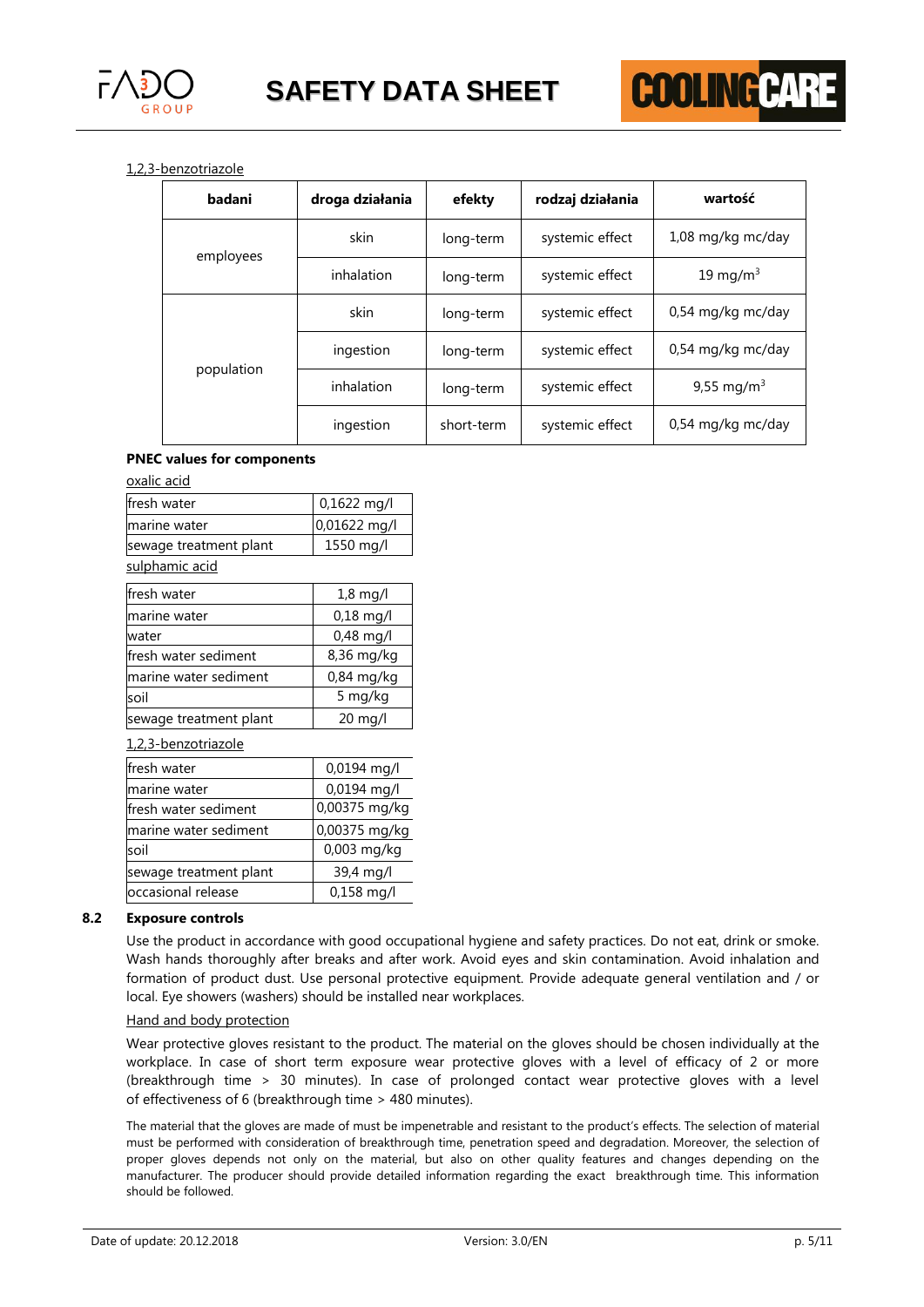1,2,3-benzotriazole

| badani | droga działania | efekty | rodzaj działania | wartość |
|---|---|---|---|---|
| employees | skin | long-term | systemic effect | 1,08 mg/kg mc/day |
| | inhalation | long-term | systemic effect | 19 mg/m$^3$ |
| population | skin | long-term | systemic effect | 0,54 mg/kg mc/day |
| | ingestion | long-term | systemic effect | 0,54 mg/kg mc/day |
| | inhalation | long-term | systemic effect | 9,55 mg/m$^3$ |
| | ingestion | short-term | systemic effect | 0,54 mg/kg mc/day |

**PNEC values for components**

oxalic acid

| | |
|---|---|
| fresh water | 0,1622 mg/l |
| marine water | 0,01622 mg/l |
| sewage treatment plant | 1550 mg/l |

sulphamic acid

| | |
|---|---|
| fresh water | 1,8 mg/l |
| marine water | 0,18 mg/l |
| water | 0,48 mg/l |
| fresh water sediment | 8,36 mg/kg |
| marine water sediment | 0,84 mg/kg |
| soil | 5 mg/kg |
| sewage treatment plant | 20 mg/l |

1,2,3-benzotriazole

| | |
|---|---|
| fresh water | 0,0194 mg/l |
| marine water | 0,0194 mg/l |
| fresh water sediment | 0,00375 mg/kg |
| marine water sediment | 0,00375 mg/kg |
| soil | 0,003 mg/kg |
| sewage treatment plant | 39,4 mg/l |
| occasional release | 0,158 mg/l |

## 8.2 Exposure controls

Use the product in accordance with good occupational hygiene and safety practices. Do not eat, drink or smoke. Wash hands thoroughly after breaks and after work. Avoid eyes and skin contamination. Avoid inhalation and formation of product dust. Use personal protective equipment. Provide adequate general ventilation and / or local. Eye showers (washers) should be installed near workplaces.

Hand and body protection

Wear protective gloves resistant to the product. The material on the gloves should be chosen individually at the workplace. In case of short term exposure wear protective gloves with a level of efficacy of 2 or more (breakthrough time > 30 minutes). In case of prolonged contact wear protective gloves with a level of effectiveness of 6 (breakthrough time > 480 minutes).

The material that the gloves are made of must be impenetrable and resistant to the product's effects. The selection of material must be performed with consideration of breakthrough time, penetration speed and degradation. Moreover, the selection of proper gloves depends not only on the material, but also on other quality features and changes depending on the manufacturer. The producer should provide detailed information regarding the exact breakthrough time. This information should be followed.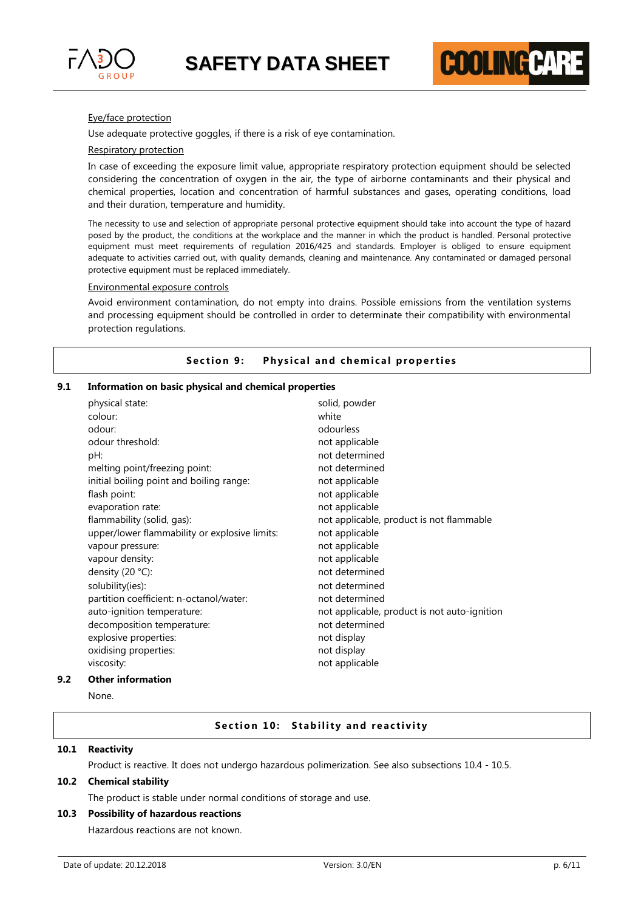Eye/face protection

Use adequate protective goggles, if there is a risk of eye contamination.

Respiratory protection

In case of exceeding the exposure limit value, appropriate respiratory protection equipment should be selected considering the concentration of oxygen in the air, the type of airborne contaminants and their physical and chemical properties, location and concentration of harmful substances and gases, operating conditions, load and their duration, temperature and humidity.

The necessity to use and selection of appropriate personal protective equipment should take into account the type of hazard posed by the product, the conditions at the workplace and the manner in which the product is handled. Personal protective equipment must meet requirements of regulation 2016/425 and standards. Employer is obliged to ensure equipment adequate to activities carried out, with quality demands, cleaning and maintenance. Any contaminated or damaged personal protective equipment must be replaced immediately.

Environmental exposure controls

Avoid environment contamination, do not empty into drains. Possible emissions from the ventilation systems and processing equipment should be controlled in order to determinate their compatibility with environmental protection regulations.

## Section 9: Physical and chemical properties

### 9.1 Information on basic physical and chemical properties

| | |
|---|---|
| physical state: | solid, powder |
| colour: | white |
| odour: | odourless |
| odour threshold: | not applicable |
| pH: | not determined |
| melting point/freezing point: | not determined |
| initial boiling point and boiling range: | not applicable |
| flash point: | not applicable |
| evaporation rate: | not applicable |
| flammability (solid, gas): | not applicable, product is not flammable |
| upper/lower flammability or explosive limits: | not applicable |
| vapour pressure: | not applicable |
| vapour density: | not applicable |
| density (20 °C): | not determined |
| solubility(ies): | not determined |
| partition coefficient: n-octanol/water: | not determined |
| auto-ignition temperature: | not applicable, product is not auto-ignition |
| decomposition temperature: | not determined |
| explosive properties: | not display |
| oxidising properties: | not display |
| viscosity: | not applicable |

### 9.2 Other information

None.

## Section 10: Stability and reactivity

### 10.1 Reactivity

Product is reactive. It does not undergo hazardous polimerization. See also subsections 10.4 - 10.5.

### 10.2 Chemical stability

The product is stable under normal conditions of storage and use.

### 10.3 Possibility of hazardous reactions

Hazardous reactions are not known.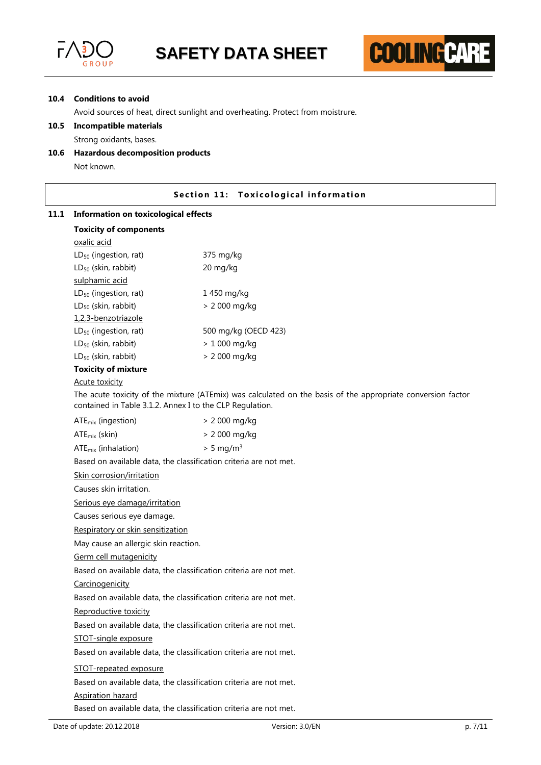**10.4 Conditions to avoid**

Avoid sources of heat, direct sunlight and overheating. Protect from moistrure.

**10.5 Incompatible materials**

Strong oxidants, bases.

**10.6 Hazardous decomposition products**

Not known.

## Section 11: Toxicological information

**11.1 Information on toxicological effects**

**Toxicity of components**

oxalic acid

| | |
|---|---|
| $LD_{50}$ (ingestion, rat) | 375 mg/kg |
| $LD_{50}$ (skin, rabbit) | 20 mg/kg |

sulphamic acid

| | |
|---|---|
| $LD_{50}$ (ingestion, rat) | 1 450 mg/kg |
| $LD_{50}$ (skin, rabbit) | > 2 000 mg/kg |

1,2,3-benzotriazole

| | |
|---|---|
| $LD_{50}$ (ingestion, rat) | 500 mg/kg (OECD 423) |
| $LD_{50}$ (skin, rabbit) | > 1 000 mg/kg |
| $LD_{50}$ (skin, rabbit) | > 2 000 mg/kg |

**Toxicity of mixture**

Acute toxicity

The acute toxicity of the mixture (ATEmix) was calculated on the basis of the appropriate conversion factor contained in Table 3.1.2. Annex I to the CLP Regulation.

| | |
|---|---|
| $ATE_{mix}$ (ingestion) | > 2 000 mg/kg |
| $ATE_{mix}$ (skin) | > 2 000 mg/kg |
| $ATE_{mix}$ (inhalation) | > 5 mg/m$^3$ |

Based on available data, the classification criteria are not met.

Skin corrosion/irritation

Causes skin irritation.

Serious eye damage/irritation

Causes serious eye damage.

Respiratory or skin sensitization

May cause an allergic skin reaction.

Germ cell mutagenicity

Based on available data, the classification criteria are not met.

Carcinogenicity

Based on available data, the classification criteria are not met.

Reproductive toxicity

Based on available data, the classification criteria are not met.

STOT-single exposure

Based on available data, the classification criteria are not met.

STOT-repeated exposure

Based on available data, the classification criteria are not met.

Aspiration hazard

Based on available data, the classification criteria are not met.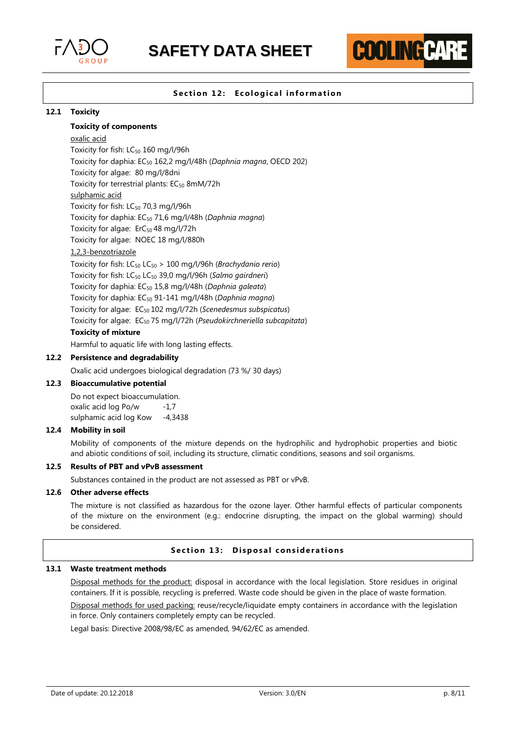## Section 12: Ecological information

### 12.1 Toxicity

**Toxicity of components**

oxalic acid

Toxicity for fish: $LC_{50}$ 160 mg/l/96h

Toxicity for daphia: $EC_{50}$ 162,2 mg/l/48h (*Daphnia magna*, OECD 202)

Toxicity for algae: 80 mg/l/8dni

Toxicity for terrestrial plants: $EC_{50}$ 8mM/72h

sulphamic acid

Toxicity for fish: $LC_{50}$ 70,3 mg/l/96h

Toxicity for daphia: $EC_{50}$ 71,6 mg/l/48h (*Daphnia magna*)

Toxicity for algae: $ErC_{50}$ 48 mg/l/72h

Toxicity for algae: NOEC 18 mg/l/880h

1,2,3-benzotriazole

Toxicity for fish: $LC_{50}$ $LC_{50}$ > 100 mg/l/96h (*Brachydanio rerio*)

Toxicity for fish: $LC_{50}$ $LC_{50}$ 39,0 mg/l/96h (*Salmo gairdneri*)

Toxicity for daphia: $EC_{50}$ 15,8 mg/l/48h (*Daphnia galeata*)

Toxicity for daphia: $EC_{50}$ 91-141 mg/l/48h (*Daphnia magna*)

Toxicity for algae: $EC_{50}$ 102 mg/l/72h (*Scenedesmus subspicatus*)

Toxicity for algae: $EC_{50}$ 75 mg/l/72h (*Pseudokirchneriella subcapitata*)

**Toxicity of mixture**

Harmful to aquatic life with long lasting effects.

### 12.2 Persistence and degradability

Oxalic acid undergoes biological degradation (73 %/ 30 days)

### 12.3 Bioaccumulative potential

Do not expect bioaccumulation.

oxalic acid log Po/w -1,7

sulphamic acid log Kow -4,3438

### 12.4 Mobility in soil

Mobility of components of the mixture depends on the hydrophilic and hydrophobic properties and biotic and abiotic conditions of soil, including its structure, climatic conditions, seasons and soil organisms.

### 12.5 Results of PBT and vPvB assessment

Substances contained in the product are not assessed as PBT or vPvB.

### 12.6 Other adverse effects

The mixture is not classified as hazardous for the ozone layer. Other harmful effects of particular components of the mixture on the environment (e.g.: endocrine disrupting, the impact on the global warming) should be considered.

## Section 13: Disposal considerations

### 13.1 Waste treatment methods

Disposal methods for the product: disposal in accordance with the local legislation. Store residues in original containers. If it is possible, recycling is preferred. Waste code should be given in the place of waste formation.

Disposal methods for used packing: reuse/recycle/liquidate empty containers in accordance with the legislation in force. Only containers completely empty can be recycled.

Legal basis: Directive 2008/98/EC as amended, 94/62/EC as amended.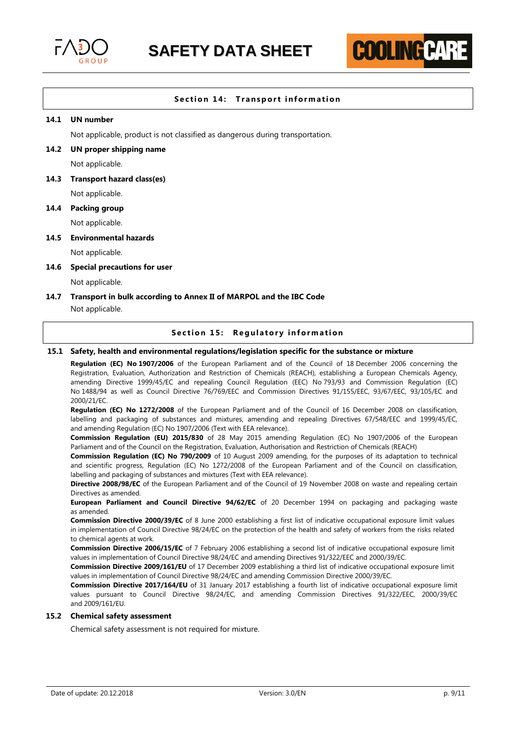## Section 14: Transport information

**14.1 UN number**

Not applicable, product is not classified as dangerous during transportation.

**14.2 UN proper shipping name**

Not applicable.

**14.3 Transport hazard class(es)**

Not applicable.

**14.4 Packing group**

Not applicable.

**14.5 Environmental hazards**

Not applicable.

**14.6 Special precautions for user**

Not applicable.

**14.7 Transport in bulk according to Annex II of MARPOL and the IBC Code**

Not applicable.

## Section 15: Regulatory information

**15.1 Safety, health and environmental regulations/legislation specific for the substance or mixture**

**Regulation (EC) No 1907/2006** of the European Parliament and of the Council of 18 December 2006 concerning the Registration, Evaluation, Authorization and Restriction of Chemicals (REACH), establishing a European Chemicals Agency, amending Directive 1999/45/EC and repealing Council Regulation (EEC) No 793/93 and Commission Regulation (EC) No 1488/94 as well as Council Directive 76/769/EEC and Commission Directives 91/155/EEC, 93/67/EEC, 93/105/EC and 2000/21/EC.

**Regulation (EC) No 1272/2008** of the European Parliament and of the Council of 16 December 2008 on classification, labelling and packaging of substances and mixtures, amending and repealing Directives 67/548/EEC and 1999/45/EC, and amending Regulation (EC) No 1907/2006 (Text with EEA relevance).

**Commission Regulation (EU) 2015/830** of 28 May 2015 amending Regulation (EC) No 1907/2006 of the European Parliament and of the Council on the Registration, Evaluation, Authorisation and Restriction of Chemicals (REACH)

**Commission Regulation (EC) No 790/2009** of 10 August 2009 amending, for the purposes of its adaptation to technical and scientific progress, Regulation (EC) No 1272/2008 of the European Parliament and of the Council on classification, labelling and packaging of substances and mixtures (Text with EEA relevance).

**Directive 2008/98/EC** of the European Parliament and of the Council of 19 November 2008 on waste and repealing certain Directives as amended.

**European Parliament and Council Directive 94/62/EC** of 20 December 1994 on packaging and packaging waste as amended.

**Commission Directive 2000/39/EC** of 8 June 2000 establishing a first list of indicative occupational exposure limit values in implementation of Council Directive 98/24/EC on the protection of the health and safety of workers from the risks related to chemical agents at work.

**Commission Directive 2006/15/EC** of 7 February 2006 establishing a second list of indicative occupational exposure limit values in implementation of Council Directive 98/24/EC and amending Directives 91/322/EEC and 2000/39/EC.

**Commission Directive 2009/161/EU** of 17 December 2009 establishing a third list of indicative occupational exposure limit values in implementation of Council Directive 98/24/EC and amending Commission Directive 2000/39/EC.

**Commission Directive 2017/164/EU** of 31 January 2017 establishing a fourth list of indicative occupational exposure limit values pursuant to Council Directive 98/24/EC, and amending Commission Directives 91/322/EEC, 2000/39/EC and 2009/161/EU.

**15.2 Chemical safety assessment**

Chemical safety assessment is not required for mixture.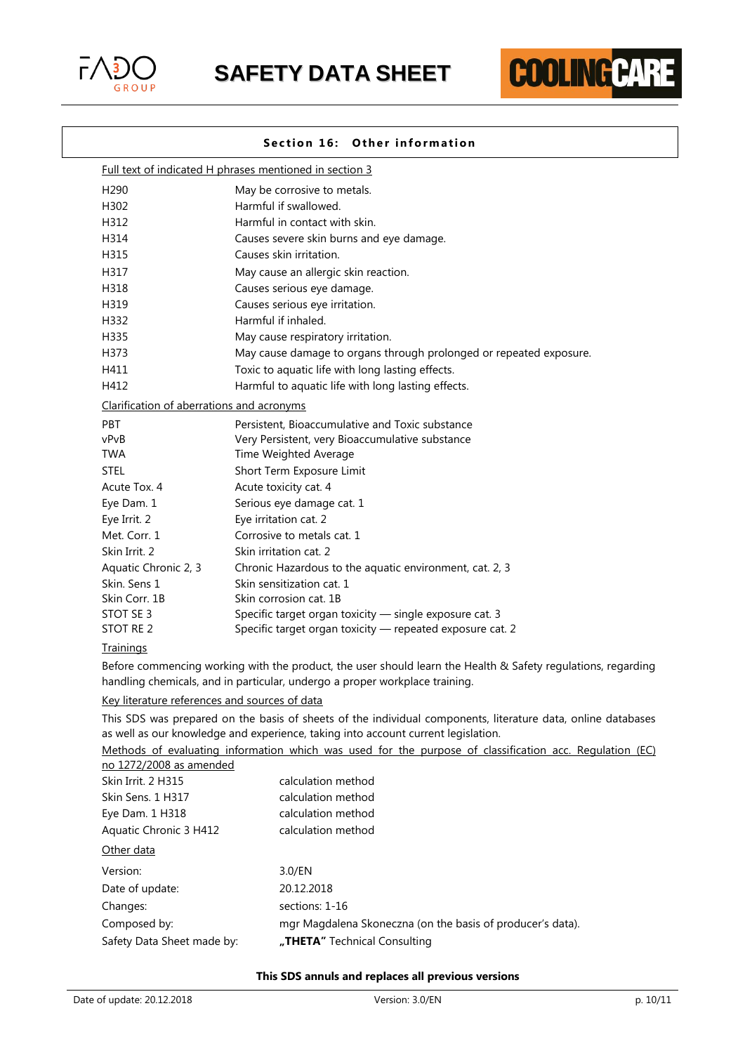## Section 16: Other information

Full text of indicated H phrases mentioned in section 3

| | |
|---|---|
| H290 | May be corrosive to metals. |
| H302 | Harmful if swallowed. |
| H312 | Harmful in contact with skin. |
| H314 | Causes severe skin burns and eye damage. |
| H315 | Causes skin irritation. |
| H317 | May cause an allergic skin reaction. |
| H318 | Causes serious eye damage. |
| H319 | Causes serious eye irritation. |
| H332 | Harmful if inhaled. |
| H335 | May cause respiratory irritation. |
| H373 | May cause damage to organs through prolonged or repeated exposure. |
| H411 | Toxic to aquatic life with long lasting effects. |
| H412 | Harmful to aquatic life with long lasting effects. |

Clarification of aberrations and acronyms

| | |
|---|---|
| PBT | Persistent, Bioaccumulative and Toxic substance |
| vPvB | Very Persistent, very Bioaccumulative substance |
| TWA | Time Weighted Average |
| STEL | Short Term Exposure Limit |
| Acute Tox. 4 | Acute toxicity cat. 4 |
| Eye Dam. 1 | Serious eye damage cat. 1 |
| Eye Irrit. 2 | Eye irritation cat. 2 |
| Met. Corr. 1 | Corrosive to metals cat. 1 |
| Skin Irrit. 2 | Skin irritation cat. 2 |
| Aquatic Chronic 2, 3 | Chronic Hazardous to the aquatic environment, cat. 2, 3 |
| Skin. Sens 1 | Skin sensitization cat. 1 |
| Skin Corr. 1B | Skin corrosion cat. 1B |
| STOT SE 3 | Specific target organ toxicity — single exposure cat. 3 |
| STOT RE 2 | Specific target organ toxicity — repeated exposure cat. 2 |

Trainings

Before commencing working with the product, the user should learn the Health & Safety regulations, regarding handling chemicals, and in particular, undergo a proper workplace training.

Key literature references and sources of data

This SDS was prepared on the basis of sheets of the individual components, literature data, online databases as well as our knowledge and experience, taking into account current legislation.

Methods of evaluating information which was used for the purpose of classification acc. Regulation (EC) no 1272/2008 as amended

| | |
|---|---|
| Skin Irrit. 2 H315 | calculation method |
| Skin Sens. 1 H317 | calculation method |
| Eye Dam. 1 H318 | calculation method |
| Aquatic Chronic 3 H412 | calculation method |

Other data

| | |
|---|---|
| Version: | 3.0/EN |
| Date of update: | 20.12.2018 |
| Changes: | sections: 1-16 |
| Composed by: | mgr Magdalena Skoneczna (on the basis of producer's data). |
| Safety Data Sheet made by: | **„THETA"** Technical Consulting |

**This SDS annuls and replaces all previous versions**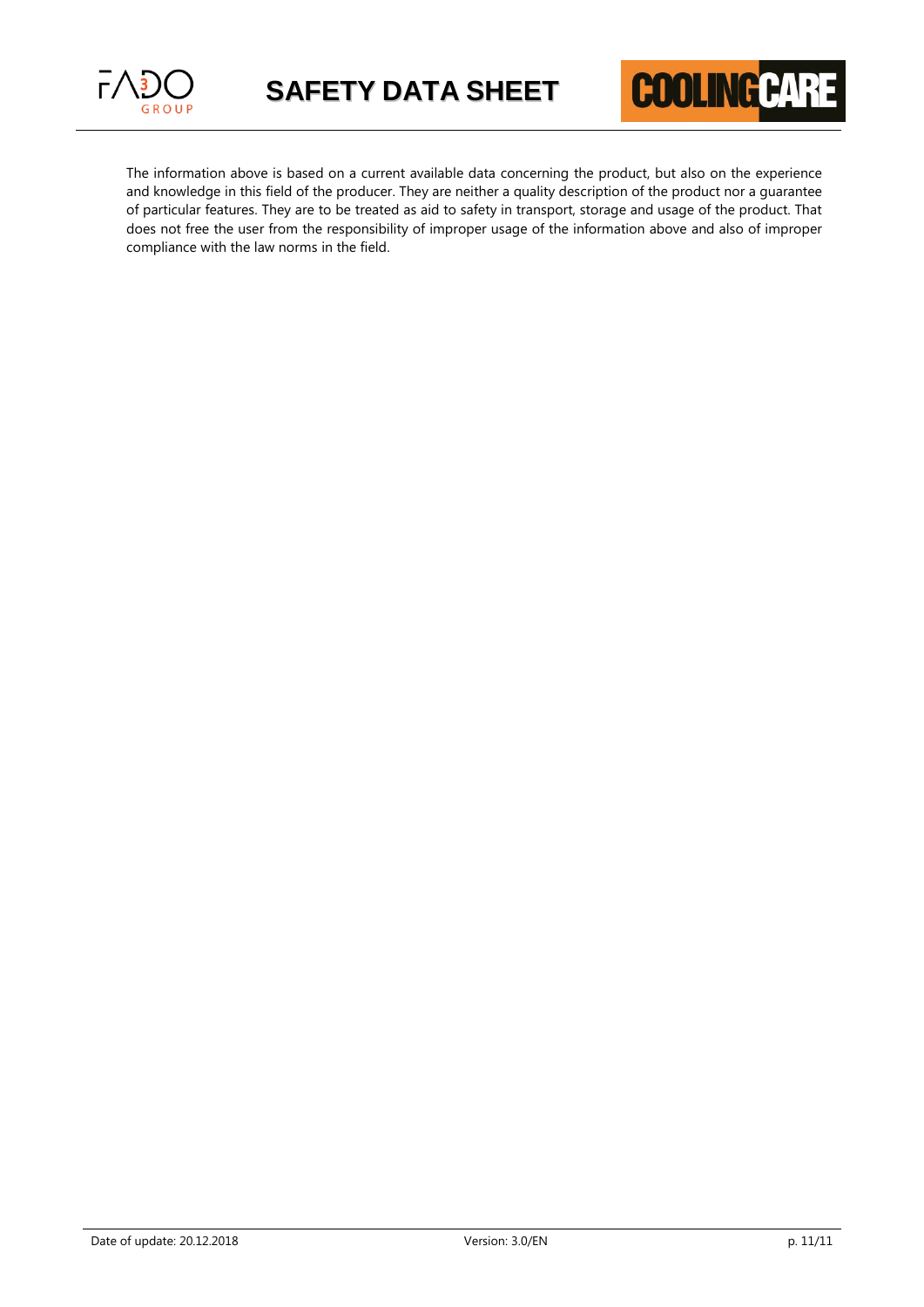The information above is based on a current available data concerning the product, but also on the experience and knowledge in this field of the producer. They are neither a quality description of the product nor a guarantee of particular features. They are to be treated as aid to safety in transport, storage and usage of the product. That does not free the user from the responsibility of improper usage of the information above and also of improper compliance with the law norms in the field.